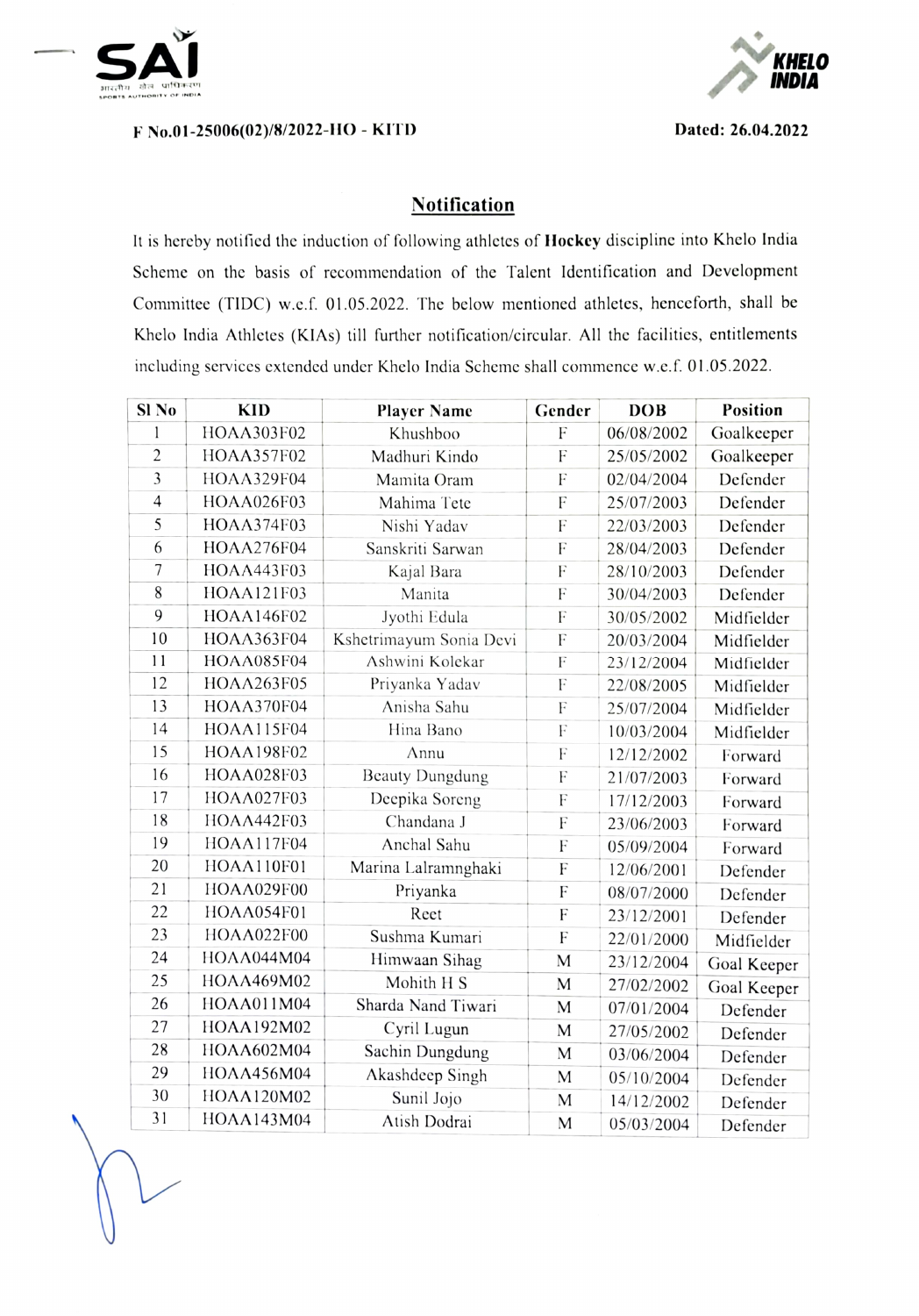F No.01-25006(02)/8/2022-HO - KITD

Dated: 26.04.2022

## Notification

It is hereby notified the induction of following athletes of **Hockey** discipline into Khelo India Scheme on the basis of recommendation of the Talent Identification and Development Committee (TIDC) w.e.f. 01.05.2022. The below mentioned athletes, henceforth, shall be Khelo India Athletes (KIAs) till further notification/circular. All the facilities, entitlements including services extended under Khelo India Scheme shall commence w.e.f. 01.05.2022.

| Sl No | KID | Player Name | Gender | DOB | Position |
|---|---|---|---|---|---|
| 1 | HOAA303F02 | Khushboo | F | 06/08/2002 | Goalkeeper |
| 2 | HOAA357F02 | Madhuri Kindo | F | 25/05/2002 | Goalkeeper |
| 3 | HOAA329F04 | Mamita Oram | F | 02/04/2004 | Defender |
| 4 | HOAA026F03 | Mahima Tete | F | 25/07/2003 | Defender |
| 5 | HOAA374F03 | Nishi Yadav | F | 22/03/2003 | Defender |
| 6 | HOAA276F04 | Sanskriti Sarwan | F | 28/04/2003 | Defender |
| 7 | HOAA443F03 | Kajal Bara | F | 28/10/2003 | Defender |
| 8 | HOAA121F03 | Manita | F | 30/04/2003 | Defender |
| 9 | HOAA146F02 | Jyothi Edula | F | 30/05/2002 | Midfielder |
| 10 | HOAA363F04 | Kshetrimayum Sonia Devi | F | 20/03/2004 | Midfielder |
| 11 | HOAA085F04 | Ashwini Kolekar | F | 23/12/2004 | Midfielder |
| 12 | HOAA263F05 | Priyanka Yadav | F | 22/08/2005 | Midfielder |
| 13 | HOAA370F04 | Anisha Sahu | F | 25/07/2004 | Midfielder |
| 14 | HOAA115F04 | Hina Bano | F | 10/03/2004 | Midfielder |
| 15 | HOAA198F02 | Annu | F | 12/12/2002 | Forward |
| 16 | HOAA028F03 | Beauty Dungdung | F | 21/07/2003 | Forward |
| 17 | HOAA027F03 | Deepika Soreng | F | 17/12/2003 | Forward |
| 18 | HOAA442F03 | Chandana J | F | 23/06/2003 | Forward |
| 19 | HOAA117F04 | Anchal Sahu | F | 05/09/2004 | Forward |
| 20 | HOAA110F01 | Marina Lalramnghaki | F | 12/06/2001 | Defender |
| 21 | HOAA029F00 | Priyanka | F | 08/07/2000 | Defender |
| 22 | HOAA054F01 | Reet | F | 23/12/2001 | Defender |
| 23 | HOAA022F00 | Sushma Kumari | F | 22/01/2000 | Midfielder |
| 24 | HOAA044M04 | Himwaan Sihag | M | 23/12/2004 | Goal Keeper |
| 25 | HOAA469M02 | Mohith H S | M | 27/02/2002 | Goal Keeper |
| 26 | HOAA011M04 | Sharda Nand Tiwari | M | 07/01/2004 | Defender |
| 27 | HOAA192M02 | Cyril Lugun | M | 27/05/2002 | Defender |
| 28 | HOAA602M04 | Sachin Dungdung | M | 03/06/2004 | Defender |
| 29 | HOAA456M04 | Akashdeep Singh | M | 05/10/2004 | Defender |
| 30 | HOAA120M02 | Sunil Jojo | M | 14/12/2002 | Defender |
| 31 | HOAA143M04 | Atish Dodrai | M | 05/03/2004 | Defender |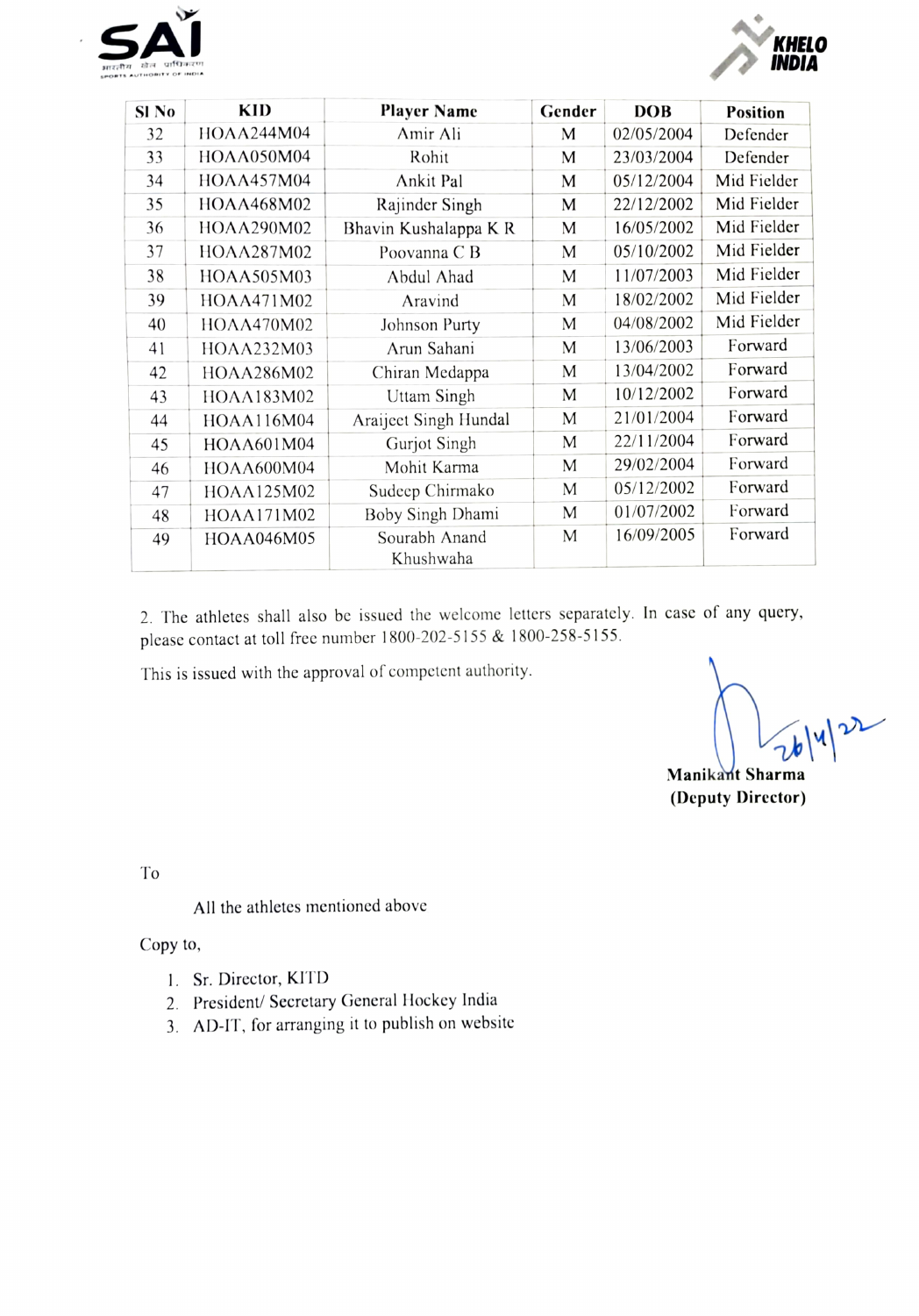| Sl No | KID | Player Name | Gender | DOB | Position |
|---|---|---|---|---|---|
| 32 | HOAA244M04 | Amir Ali | M | 02/05/2004 | Defender |
| 33 | HOAA050M04 | Rohit | M | 23/03/2004 | Defender |
| 34 | HOAA457M04 | Ankit Pal | M | 05/12/2004 | Mid Fielder |
| 35 | HOAA468M02 | Rajinder Singh | M | 22/12/2002 | Mid Fielder |
| 36 | HOAA290M02 | Bhavin Kushalappa K R | M | 16/05/2002 | Mid Fielder |
| 37 | HOAA287M02 | Poovanna C B | M | 05/10/2002 | Mid Fielder |
| 38 | HOAA505M03 | Abdul Ahad | M | 11/07/2003 | Mid Fielder |
| 39 | HOAA471M02 | Aravind | M | 18/02/2002 | Mid Fielder |
| 40 | HOAA470M02 | Johnson Purty | M | 04/08/2002 | Mid Fielder |
| 41 | HOAA232M03 | Arun Sahani | M | 13/06/2003 | Forward |
| 42 | HOAA286M02 | Chiran Medappa | M | 13/04/2002 | Forward |
| 43 | HOAA183M02 | Uttam Singh | M | 10/12/2002 | Forward |
| 44 | HOAA116M04 | Araijeet Singh Hundal | M | 21/01/2004 | Forward |
| 45 | HOAA601M04 | Gurjot Singh | M | 22/11/2004 | Forward |
| 46 | HOAA600M04 | Mohit Karma | M | 29/02/2004 | Forward |
| 47 | HOAA125M02 | Sudeep Chirmako | M | 05/12/2002 | Forward |
| 48 | HOAA171M02 | Boby Singh Dhami | M | 01/07/2002 | Forward |
| 49 | HOAA046M05 | Sourabh Anand Khushwaha | M | 16/09/2005 | Forward |

2. The athletes shall also be issued the welcome letters separately. In case of any query, please contact at toll free number 1800-202-5155 & 1800-258-5155.

This is issued with the approval of competent authority.

26/4/22

**Manikant Sharma**
**(Deputy Director)**

To

All the athletes mentioned above

Copy to,

1. Sr. Director, KITD
2. President/ Secretary General Hockey India
3. AD-IT, for arranging it to publish on website